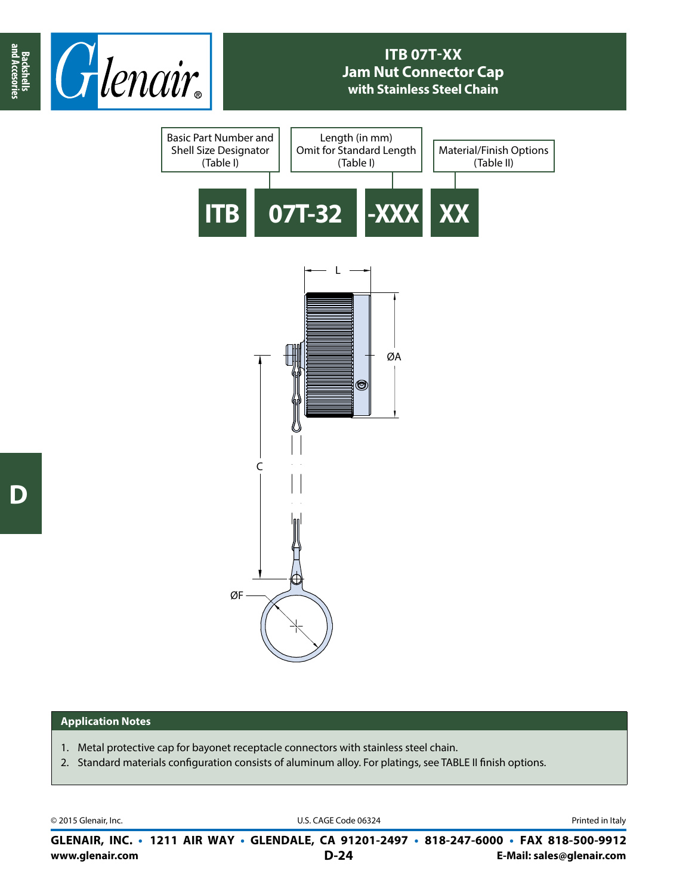# ITB 07T-XX
## Jam Nut Connector Cap
### with Stainless Steel Chain

| Basic Part Number and Shell Size Designator (Table I) | Length (in mm) Omit for Standard Length (Table I) | Material/Finish Options (Table II) |
|---|---|---|

**ITB** **07T-32** **-XXX** **XX**

L

ØA

C

ØF

## Application Notes

1. Metal protective cap for bayonet receptacle connectors with stainless steel chain.
2. Standard materials configuration consists of aluminum alloy. For platings, see TABLE II finish options.

© 2015 Glenair, Inc. U.S. CAGE Code 06324 Printed in Italy

**GLENAIR, INC. • 1211 AIR WAY • GLENDALE, CA 91201-2497 • 818-247-6000 • FAX 818-500-9912**
**www.glenair.com** **E-Mail: sales@glenair.com**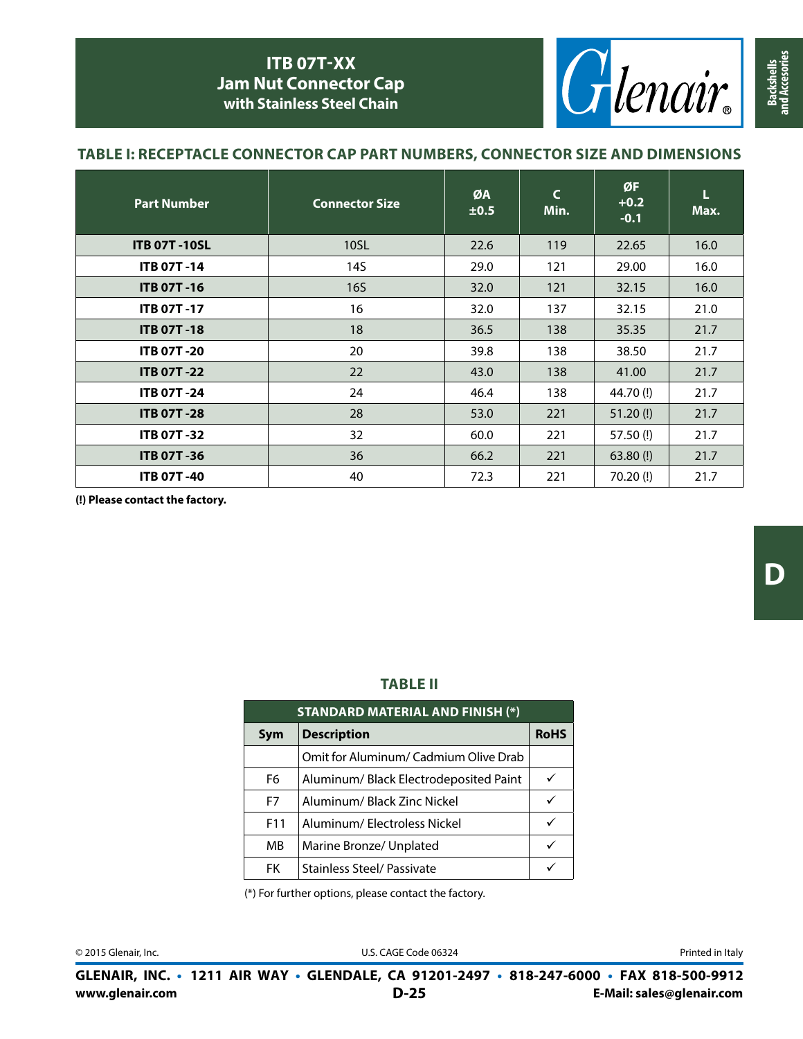# ITB 07T-XX Jam Nut Connector Cap with Stainless Steel Chain

## TABLE I: RECEPTACLE CONNECTOR CAP PART NUMBERS, CONNECTOR SIZE AND DIMENSIONS

| Part Number | Connector Size | ØA ±0.5 | C Min. | ØF +0.2 -0.1 | L Max. |
|---|---|---|---|---|---|
| **ITB 07T -10SL** | 10SL | 22.6 | 119 | 22.65 | 16.0 |
| **ITB 07T -14** | 14S | 29.0 | 121 | 29.00 | 16.0 |
| **ITB 07T -16** | 16S | 32.0 | 121 | 32.15 | 16.0 |
| **ITB 07T -17** | 16 | 32.0 | 137 | 32.15 | 21.0 |
| **ITB 07T -18** | 18 | 36.5 | 138 | 35.35 | 21.7 |
| **ITB 07T -20** | 20 | 39.8 | 138 | 38.50 | 21.7 |
| **ITB 07T -22** | 22 | 43.0 | 138 | 41.00 | 21.7 |
| **ITB 07T -24** | 24 | 46.4 | 138 | 44.70 (!) | 21.7 |
| **ITB 07T -28** | 28 | 53.0 | 221 | 51.20 (!) | 21.7 |
| **ITB 07T -32** | 32 | 60.0 | 221 | 57.50 (!) | 21.7 |
| **ITB 07T -36** | 36 | 66.2 | 221 | 63.80 (!) | 21.7 |
| **ITB 07T -40** | 40 | 72.3 | 221 | 70.20 (!) | 21.7 |

**(!) Please contact the factory.**

## TABLE II

| STANDARD MATERIAL AND FINISH (*) | | |
|---|---|---|
| **Sym** | **Description** | **RoHS** |
| | Omit for Aluminum/ Cadmium Olive Drab | |
| F6 | Aluminum/ Black Electrodeposited Paint | ✓ |
| F7 | Aluminum/ Black Zinc Nickel | ✓ |
| F11 | Aluminum/ Electroless Nickel | ✓ |
| MB | Marine Bronze/ Unplated | ✓ |
| FK | Stainless Steel/ Passivate | ✓ |

(*) For further options, please contact the factory.